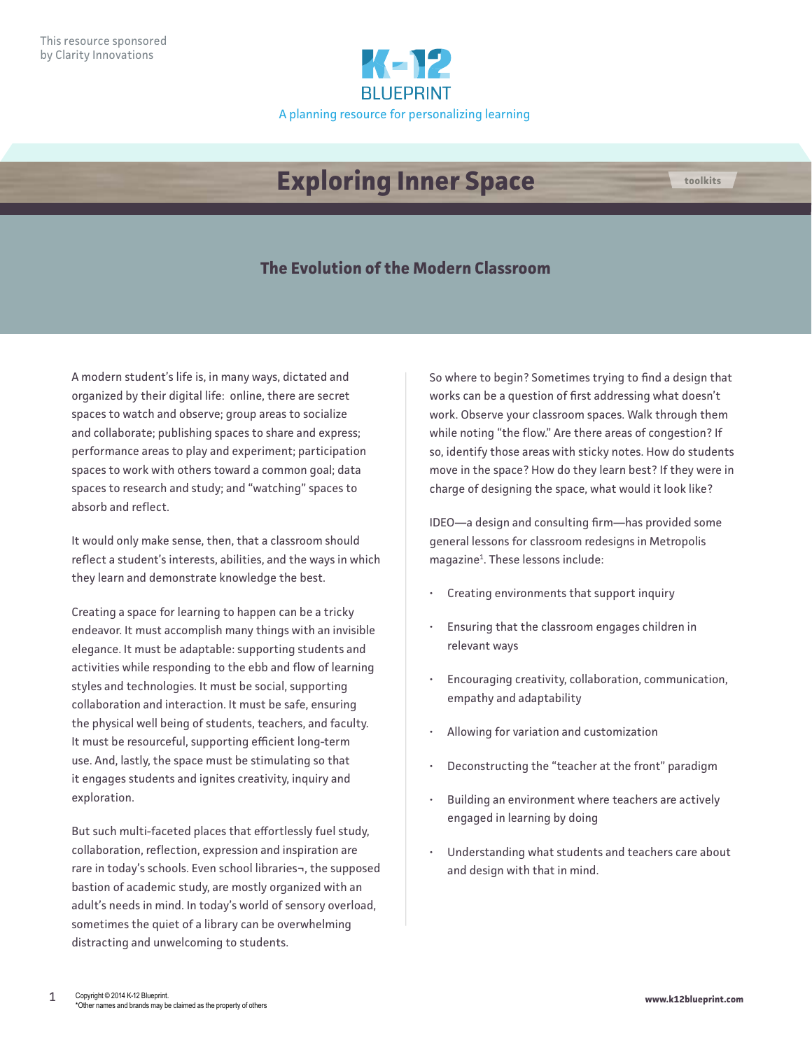This resource sponsored by Clarity Innovations

K-12 BLUEPRINT

A planning resource for personalizing learning

# Exploring Inner Space

toolkits

## The Evolution of the Modern Classroom

A modern student's life is, in many ways, dictated and organized by their digital life: online, there are secret spaces to watch and observe; group areas to socialize and collaborate; publishing spaces to share and express; performance areas to play and experiment; participation spaces to work with others toward a common goal; data spaces to research and study; and "watching" spaces to absorb and reflect.

It would only make sense, then, that a classroom should reflect a student's interests, abilities, and the ways in which they learn and demonstrate knowledge the best.

Creating a space for learning to happen can be a tricky endeavor. It must accomplish many things with an invisible elegance. It must be adaptable: supporting students and activities while responding to the ebb and flow of learning styles and technologies. It must be social, supporting collaboration and interaction. It must be safe, ensuring the physical well being of students, teachers, and faculty. It must be resourceful, supporting efficient long-term use. And, lastly, the space must be stimulating so that it engages students and ignites creativity, inquiry and exploration.

But such multi-faceted places that effortlessly fuel study, collaboration, reflection, expression and inspiration are rare in today's schools. Even school libraries¬, the supposed bastion of academic study, are mostly organized with an adult's needs in mind. In today's world of sensory overload, sometimes the quiet of a library can be overwhelming distracting and unwelcoming to students.

So where to begin? Sometimes trying to find a design that works can be a question of first addressing what doesn't work. Observe your classroom spaces. Walk through them while noting "the flow." Are there areas of congestion? If so, identify those areas with sticky notes. How do students move in the space? How do they learn best? If they were in charge of designing the space, what would it look like?

IDEO—a design and consulting firm—has provided some general lessons for classroom redesigns in Metropolis magazine[1]. These lessons include:

- Creating environments that support inquiry
- Ensuring that the classroom engages children in relevant ways
- Encouraging creativity, collaboration, communication, empathy and adaptability
- Allowing for variation and customization
- Deconstructing the "teacher at the front" paradigm
- Building an environment where teachers are actively engaged in learning by doing
- Understanding what students and teachers care about and design with that in mind.

Copyright © 2014 K-12 Blueprint.
*Other names and brands may be claimed as the property of others

www.k12blueprint.com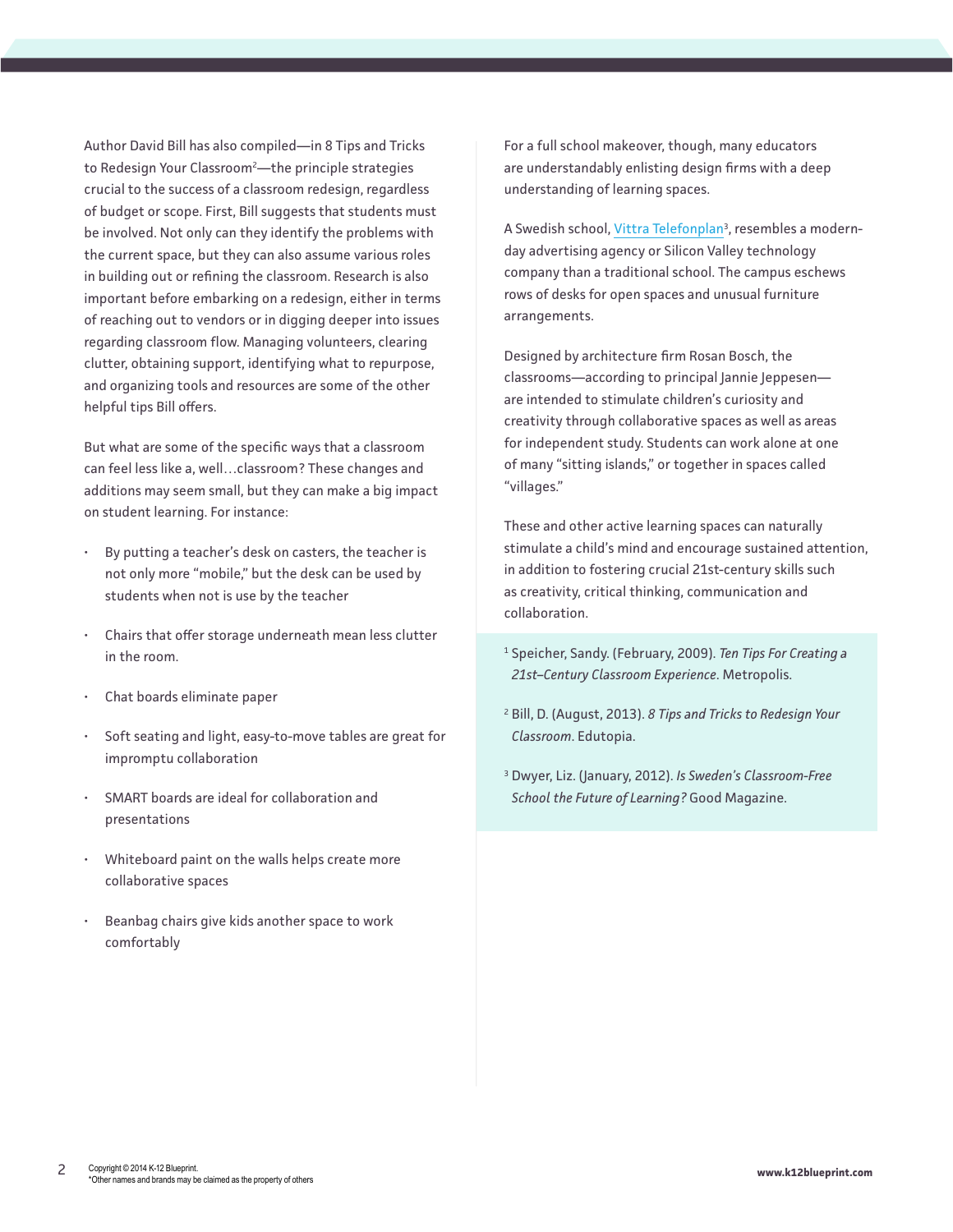Author David Bill has also compiled—in 8 Tips and Tricks to Redesign Your Classroom[2]—the principle strategies crucial to the success of a classroom redesign, regardless of budget or scope. First, Bill suggests that students must be involved. Not only can they identify the problems with the current space, but they can also assume various roles in building out or refining the classroom. Research is also important before embarking on a redesign, either in terms of reaching out to vendors or in digging deeper into issues regarding classroom flow. Managing volunteers, clearing clutter, obtaining support, identifying what to repurpose, and organizing tools and resources are some of the other helpful tips Bill offers.

But what are some of the specific ways that a classroom can feel less like a, well…classroom? These changes and additions may seem small, but they can make a big impact on student learning. For instance:

- By putting a teacher's desk on casters, the teacher is not only more "mobile," but the desk can be used by students when not is use by the teacher
- Chairs that offer storage underneath mean less clutter in the room.
- Chat boards eliminate paper
- Soft seating and light, easy-to-move tables are great for impromptu collaboration
- SMART boards are ideal for collaboration and presentations
- Whiteboard paint on the walls helps create more collaborative spaces
- Beanbag chairs give kids another space to work comfortably

For a full school makeover, though, many educators are understandably enlisting design firms with a deep understanding of learning spaces.

A Swedish school, Vittra Telefonplan[3], resembles a modern-day advertising agency or Silicon Valley technology company than a traditional school. The campus eschews rows of desks for open spaces and unusual furniture arrangements.

Designed by architecture firm Rosan Bosch, the classrooms—according to principal Jannie Jeppesen—are intended to stimulate children's curiosity and creativity through collaborative spaces as well as areas for independent study. Students can work alone at one of many "sitting islands," or together in spaces called "villages."

These and other active learning spaces can naturally stimulate a child's mind and encourage sustained attention, in addition to fostering crucial 21st-century skills such as creativity, critical thinking, communication and collaboration.

[1] Speicher, Sandy. (February, 2009). *Ten Tips For Creating a 21st–Century Classroom Experience*. Metropolis.

[2] Bill, D. (August, 2013). *8 Tips and Tricks to Redesign Your Classroom*. Edutopia.

[3] Dwyer, Liz. (January, 2012). *Is Sweden's Classroom-Free School the Future of Learning?* Good Magazine.

Copyright © 2014 K-12 Blueprint.
*Other names and brands may be claimed as the property of others

www.k12blueprint.com